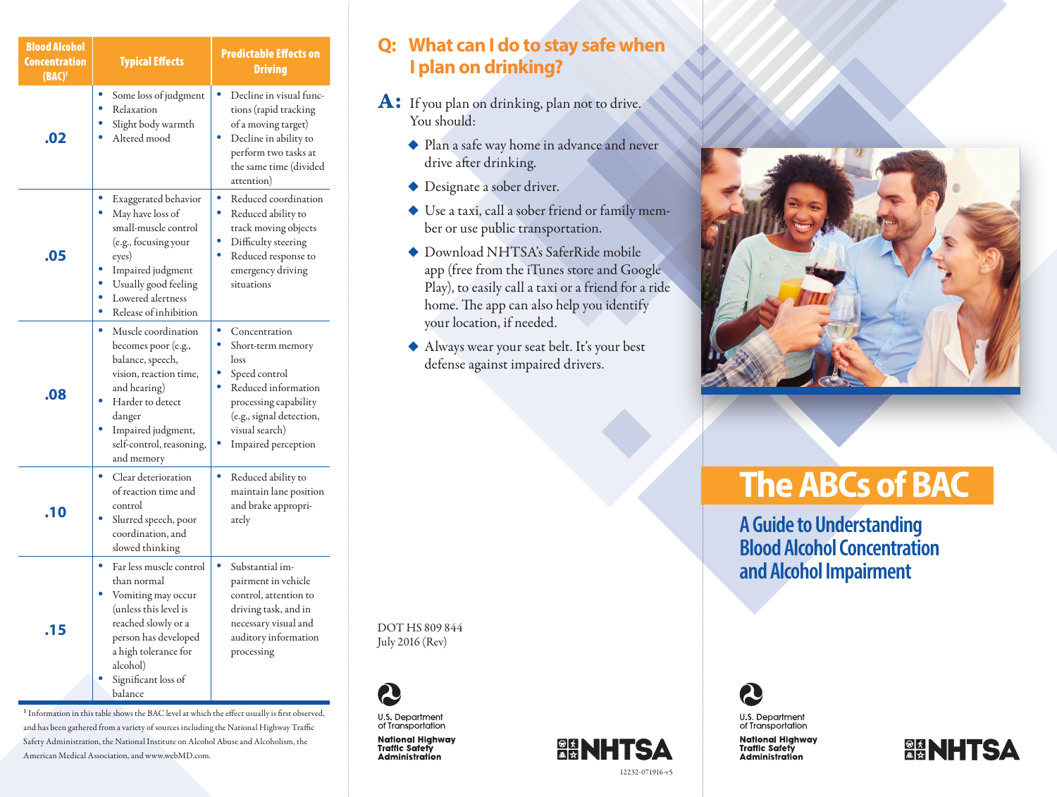| Blood Alcohol Concentration (BAC)[1] | Typical Effects | Predictable Effects on Driving |
|---|---|---|
| .02 | • Some loss of judgment<br>• Relaxation<br>• Slight body warmth<br>• Altered mood | • Decline in visual functions (rapid tracking of a moving target)<br>• Decline in ability to perform two tasks at the same time (divided attention) |
| .05 | • Exaggerated behavior<br>• May have loss of small-muscle control (e.g., focusing your eyes)<br>• Impaired judgment<br>• Usually good feeling<br>• Lowered alertness<br>• Release of inhibition | • Reduced coordination<br>• Reduced ability to track moving objects<br>• Difficulty steering<br>• Reduced response to emergency driving situations |
| .08 | • Muscle coordination becomes poor (e.g., balance, speech, vision, reaction time, and hearing)<br>• Harder to detect danger<br>• Impaired judgment, self-control, reasoning, and memory | • Concentration<br>• Short-term memory loss<br>• Speed control<br>• Reduced information processing capability (e.g., signal detection, visual search)<br>• Impaired perception |
| .10 | • Clear deterioration of reaction time and control<br>• Slurred speech, poor coordination, and slowed thinking | • Reduced ability to maintain lane position and brake appropriately |
| .15 | • Far less muscle control than normal<br>• Vomiting may occur (unless this level is reached slowly or a person has developed a high tolerance for alcohol)<br>• Significant loss of balance | • Substantial impairment in vehicle control, attention to driving task, and in necessary visual and auditory information processing |

[1] Information in this table shows the BAC level at which the effect usually is first observed, and has been gathered from a variety of sources including the National Highway Traffic Safety Administration, the National Institute on Alcohol Abuse and Alcoholism, the American Medical Association, and www.webMD.com.

## Q: What can I do to stay safe when I plan on drinking?

**A:** If you plan on drinking, plan not to drive. You should:

- Plan a safe way home in advance and never drive after drinking.
- Designate a sober driver.
- Use a taxi, call a sober friend or family member or use public transportation.
- Download NHTSA's SaferRide mobile app (free from the iTunes store and Google Play), to easily call a taxi or a friend for a ride home. The app can also help you identify your location, if needed.
- Always wear your seat belt. It's your best defense against impaired drivers.

DOT HS 809 844
July 2016 (Rev)

U.S. Department of Transportation
National Highway Traffic Safety Administration

NHTSA

12232-071916-v5

# The ABCs of BAC

## A Guide to Understanding Blood Alcohol Concentration and Alcohol Impairment

U.S. Department of Transportation
National Highway Traffic Safety Administration

NHTSA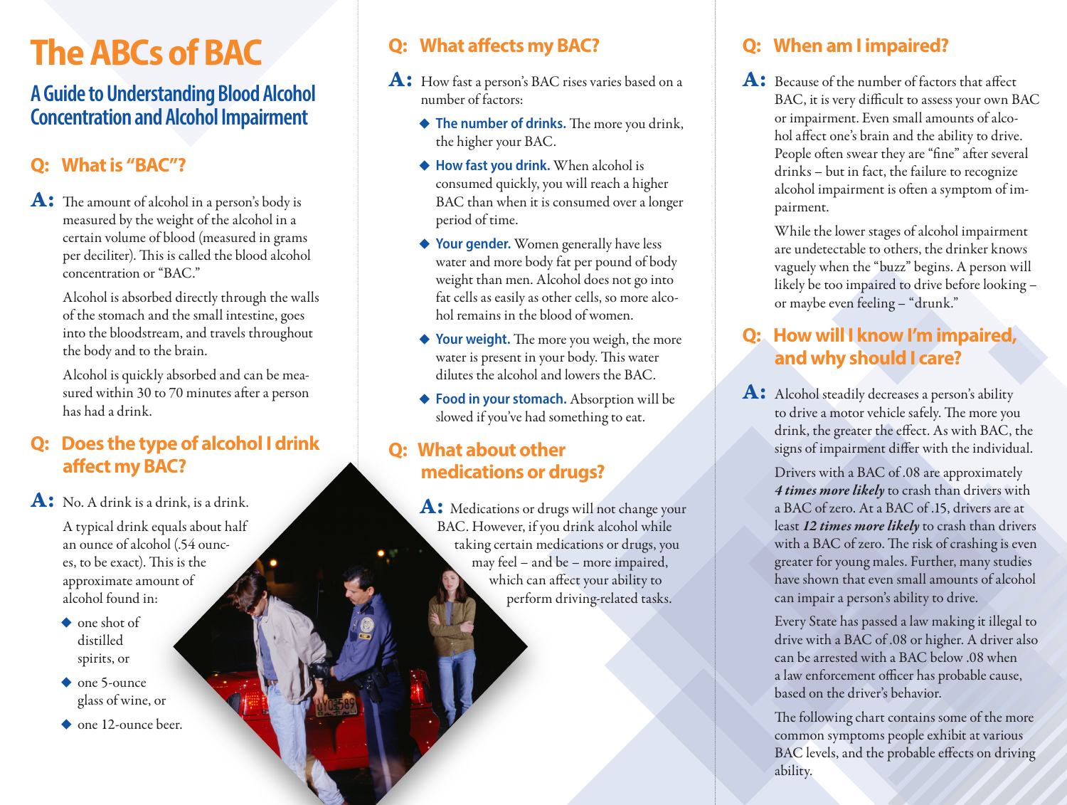# The ABCs of BAC

## A Guide to Understanding Blood Alcohol Concentration and Alcohol Impairment

### Q: What is "BAC"?

**A:** The amount of alcohol in a person's body is measured by the weight of the alcohol in a certain volume of blood (measured in grams per deciliter). This is called the blood alcohol concentration or "BAC."

Alcohol is absorbed directly through the walls of the stomach and the small intestine, goes into the bloodstream, and travels throughout the body and to the brain.

Alcohol is quickly absorbed and can be measured within 30 to 70 minutes after a person has had a drink.

### Q: Does the type of alcohol I drink affect my BAC?

**A:** No. A drink is a drink, is a drink.

A typical drink equals about half an ounce of alcohol (.54 ounces, to be exact). This is the approximate amount of alcohol found in:

- one shot of distilled spirits, or
- one 5-ounce glass of wine, or
- one 12-ounce beer.

### Q: What affects my BAC?

**A:** How fast a person's BAC rises varies based on a number of factors:

- **The number of drinks.** The more you drink, the higher your BAC.
- **How fast you drink.** When alcohol is consumed quickly, you will reach a higher BAC than when it is consumed over a longer period of time.
- **Your gender.** Women generally have less water and more body fat per pound of body weight than men. Alcohol does not go into fat cells as easily as other cells, so more alcohol remains in the blood of women.
- **Your weight.** The more you weigh, the more water is present in your body. This water dilutes the alcohol and lowers the BAC.
- **Food in your stomach.** Absorption will be slowed if you've had something to eat.

### Q: What about other medications or drugs?

**A:** Medications or drugs will not change your BAC. However, if you drink alcohol while taking certain medications or drugs, you may feel – and be – more impaired, which can affect your ability to perform driving-related tasks.

### Q: When am I impaired?

**A:** Because of the number of factors that affect BAC, it is very difficult to assess your own BAC or impairment. Even small amounts of alcohol affect one's brain and the ability to drive. People often swear they are "fine" after several drinks – but in fact, the failure to recognize alcohol impairment is often a symptom of impairment.

While the lower stages of alcohol impairment are undetectable to others, the drinker knows vaguely when the "buzz" begins. A person will likely be too impaired to drive before looking – or maybe even feeling – "drunk."

### Q: How will I know I'm impaired, and why should I care?

**A:** Alcohol steadily decreases a person's ability to drive a motor vehicle safely. The more you drink, the greater the effect. As with BAC, the signs of impairment differ with the individual.

Drivers with a BAC of .08 are approximately ***4 times more likely*** to crash than drivers with a BAC of zero. At a BAC of .15, drivers are at least ***12 times more likely*** to crash than drivers with a BAC of zero. The risk of crashing is even greater for young males. Further, many studies have shown that even small amounts of alcohol can impair a person's ability to drive.

Every State has passed a law making it illegal to drive with a BAC of .08 or higher. A driver also can be arrested with a BAC below .08 when a law enforcement officer has probable cause, based on the driver's behavior.

The following chart contains some of the more common symptoms people exhibit at various BAC levels, and the probable effects on driving ability.